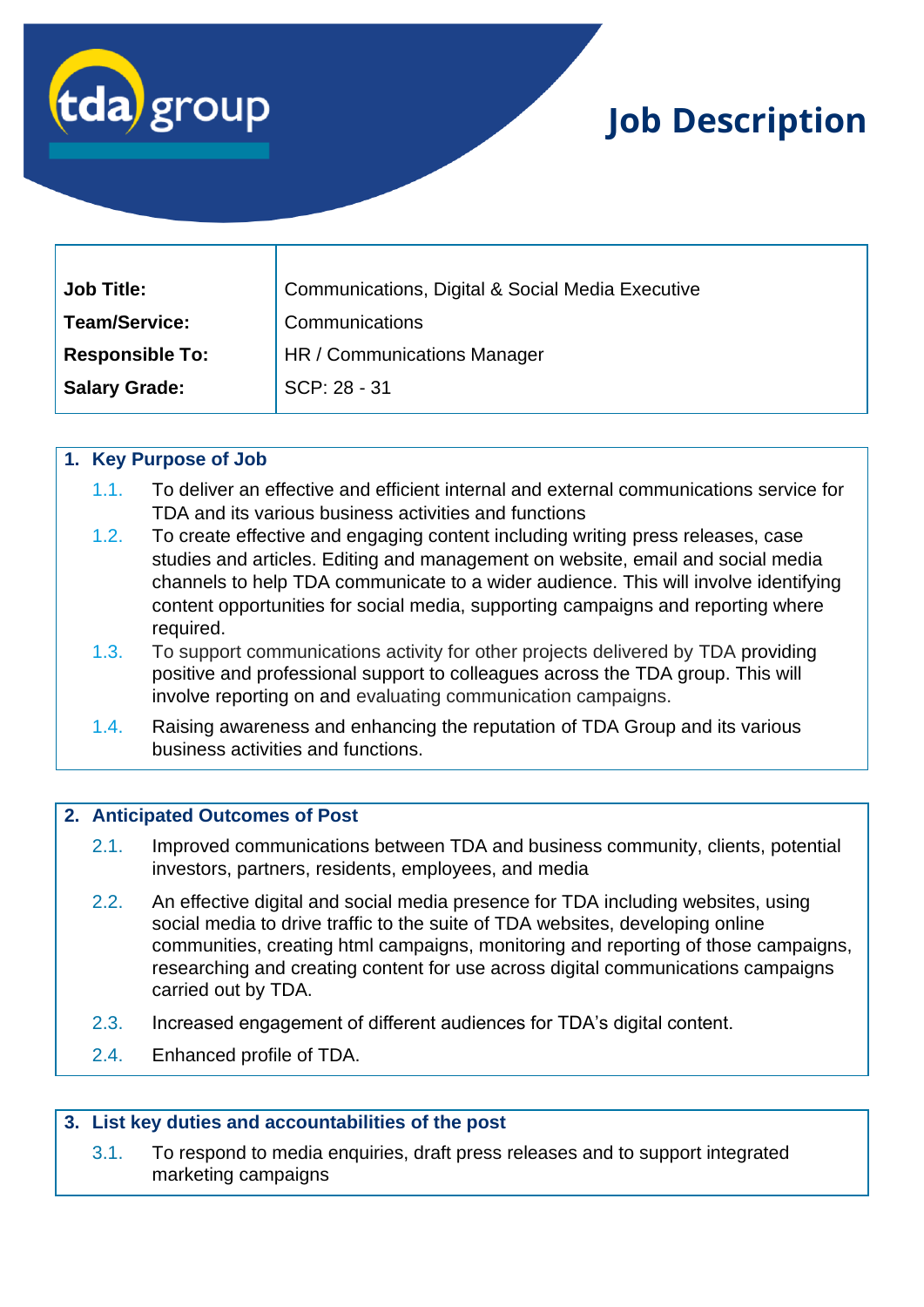# Job Description

| | |
|---|---|
| **Job Title:** | Communications, Digital & Social Media Executive |
| **Team/Service:** | Communications |
| **Responsible To:** | HR / Communications Manager |
| **Salary Grade:** | SCP: 28 - 31 |

## 1. Key Purpose of Job

1.1. To deliver an effective and efficient internal and external communications service for TDA and its various business activities and functions

1.2. To create effective and engaging content including writing press releases, case studies and articles. Editing and management on website, email and social media channels to help TDA communicate to a wider audience. This will involve identifying content opportunities for social media, supporting campaigns and reporting where required.

1.3. To support communications activity for other projects delivered by TDA providing positive and professional support to colleagues across the TDA group. This will involve reporting on and evaluating communication campaigns.

1.4. Raising awareness and enhancing the reputation of TDA Group and its various business activities and functions.

## 2. Anticipated Outcomes of Post

2.1. Improved communications between TDA and business community, clients, potential investors, partners, residents, employees, and media

2.2. An effective digital and social media presence for TDA including websites, using social media to drive traffic to the suite of TDA websites, developing online communities, creating html campaigns, monitoring and reporting of those campaigns, researching and creating content for use across digital communications campaigns carried out by TDA.

2.3. Increased engagement of different audiences for TDA's digital content.

2.4. Enhanced profile of TDA.

## 3. List key duties and accountabilities of the post

3.1. To respond to media enquiries, draft press releases and to support integrated marketing campaigns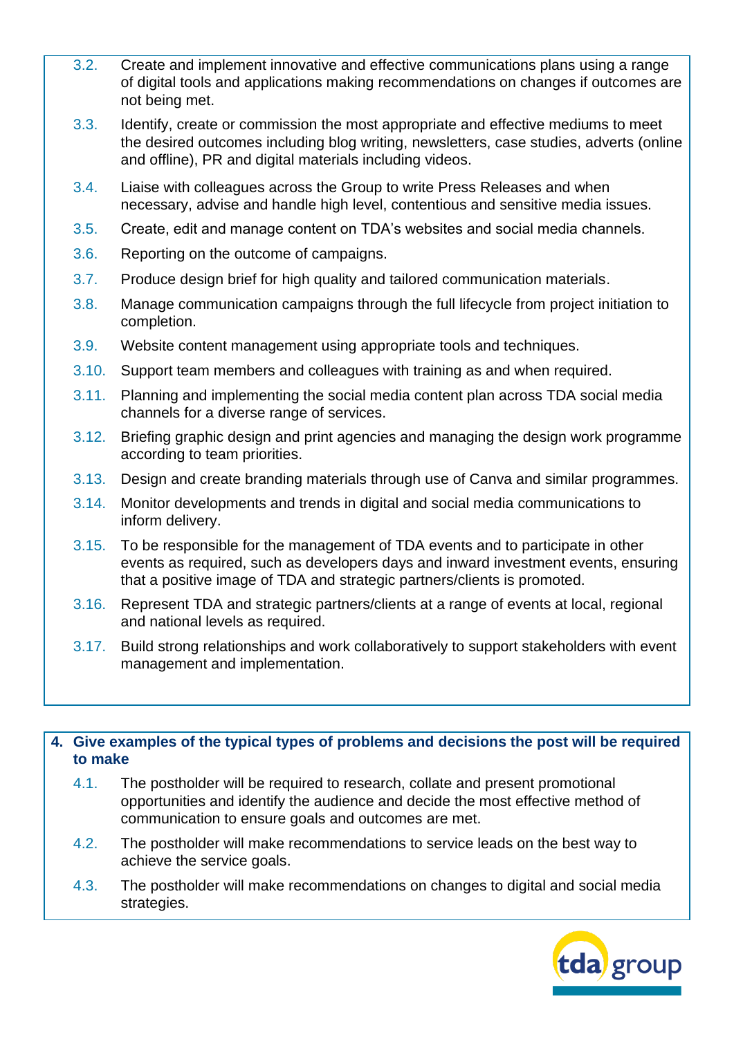3.2. Create and implement innovative and effective communications plans using a range of digital tools and applications making recommendations on changes if outcomes are not being met.

3.3. Identify, create or commission the most appropriate and effective mediums to meet the desired outcomes including blog writing, newsletters, case studies, adverts (online and offline), PR and digital materials including videos.

3.4. Liaise with colleagues across the Group to write Press Releases and when necessary, advise and handle high level, contentious and sensitive media issues.

3.5. Create, edit and manage content on TDA's websites and social media channels.

3.6. Reporting on the outcome of campaigns.

3.7. Produce design brief for high quality and tailored communication materials.

3.8. Manage communication campaigns through the full lifecycle from project initiation to completion.

3.9. Website content management using appropriate tools and techniques.

3.10. Support team members and colleagues with training as and when required.

3.11. Planning and implementing the social media content plan across TDA social media channels for a diverse range of services.

3.12. Briefing graphic design and print agencies and managing the design work programme according to team priorities.

3.13. Design and create branding materials through use of Canva and similar programmes.

3.14. Monitor developments and trends in digital and social media communications to inform delivery.

3.15. To be responsible for the management of TDA events and to participate in other events as required, such as developers days and inward investment events, ensuring that a positive image of TDA and strategic partners/clients is promoted.

3.16. Represent TDA and strategic partners/clients at a range of events at local, regional and national levels as required.

3.17. Build strong relationships and work collaboratively to support stakeholders with event management and implementation.

**4. Give examples of the typical types of problems and decisions the post will be required to make**

4.1. The postholder will be required to research, collate and present promotional opportunities and identify the audience and decide the most effective method of communication to ensure goals and outcomes are met.

4.2. The postholder will make recommendations to service leads on the best way to achieve the service goals.

4.3. The postholder will make recommendations on changes to digital and social media strategies.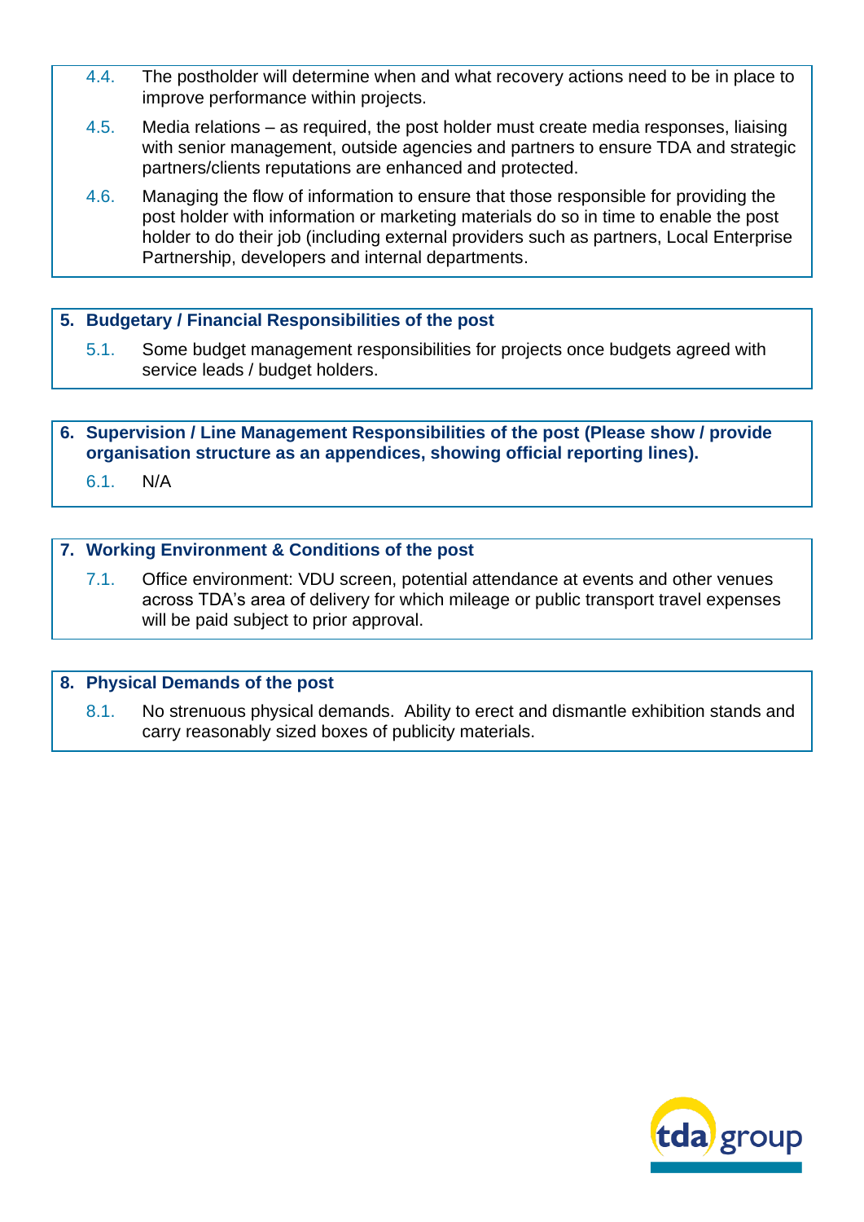4.4. The postholder will determine when and what recovery actions need to be in place to improve performance within projects.

4.5. Media relations – as required, the post holder must create media responses, liaising with senior management, outside agencies and partners to ensure TDA and strategic partners/clients reputations are enhanced and protected.

4.6. Managing the flow of information to ensure that those responsible for providing the post holder with information or marketing materials do so in time to enable the post holder to do their job (including external providers such as partners, Local Enterprise Partnership, developers and internal departments.

## 5. Budgetary / Financial Responsibilities of the post

5.1. Some budget management responsibilities for projects once budgets agreed with service leads / budget holders.

## 6. Supervision / Line Management Responsibilities of the post (Please show / provide organisation structure as an appendices, showing official reporting lines).

6.1. N/A

## 7. Working Environment & Conditions of the post

7.1. Office environment: VDU screen, potential attendance at events and other venues across TDA's area of delivery for which mileage or public transport travel expenses will be paid subject to prior approval.

## 8. Physical Demands of the post

8.1. No strenuous physical demands. Ability to erect and dismantle exhibition stands and carry reasonably sized boxes of publicity materials.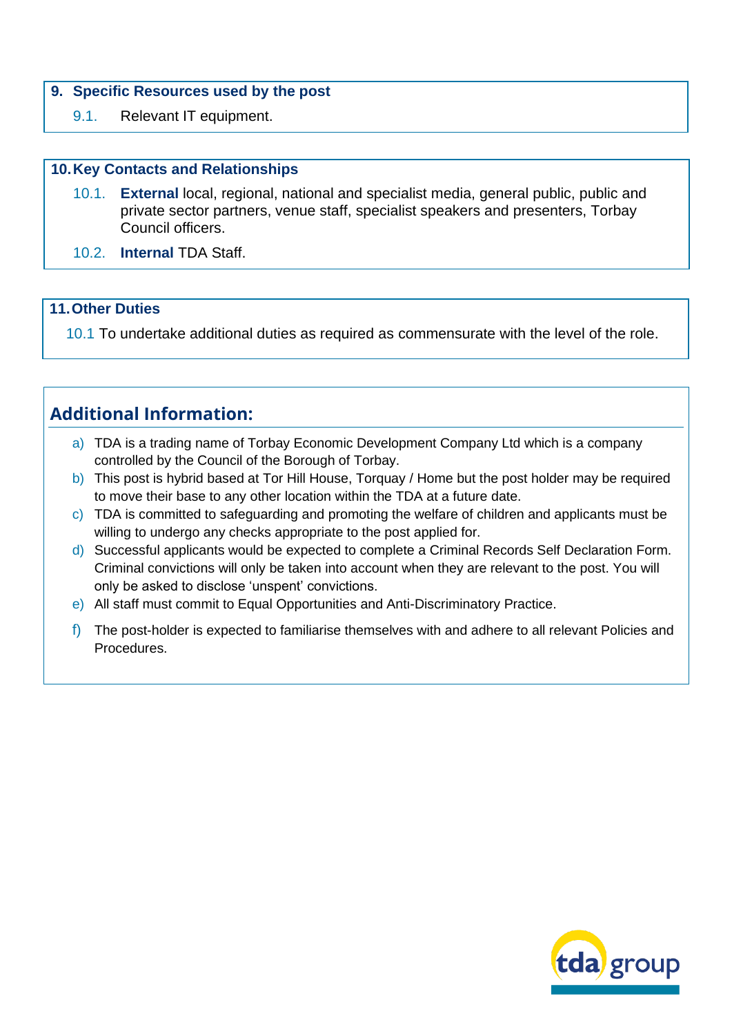### 9. Specific Resources used by the post

9.1. Relevant IT equipment.

### 10. Key Contacts and Relationships

10.1. **External** local, regional, national and specialist media, general public, public and private sector partners, venue staff, specialist speakers and presenters, Torbay Council officers.

10.2. **Internal** TDA Staff.

### 11. Other Duties

10.1 To undertake additional duties as required as commensurate with the level of the role.

## Additional Information:

a) TDA is a trading name of Torbay Economic Development Company Ltd which is a company controlled by the Council of the Borough of Torbay.

b) This post is hybrid based at Tor Hill House, Torquay / Home but the post holder may be required to move their base to any other location within the TDA at a future date.

c) TDA is committed to safeguarding and promoting the welfare of children and applicants must be willing to undergo any checks appropriate to the post applied for.

d) Successful applicants would be expected to complete a Criminal Records Self Declaration Form. Criminal convictions will only be taken into account when they are relevant to the post. You will only be asked to disclose 'unspent' convictions.

e) All staff must commit to Equal Opportunities and Anti-Discriminatory Practice.

f) The post-holder is expected to familiarise themselves with and adhere to all relevant Policies and Procedures.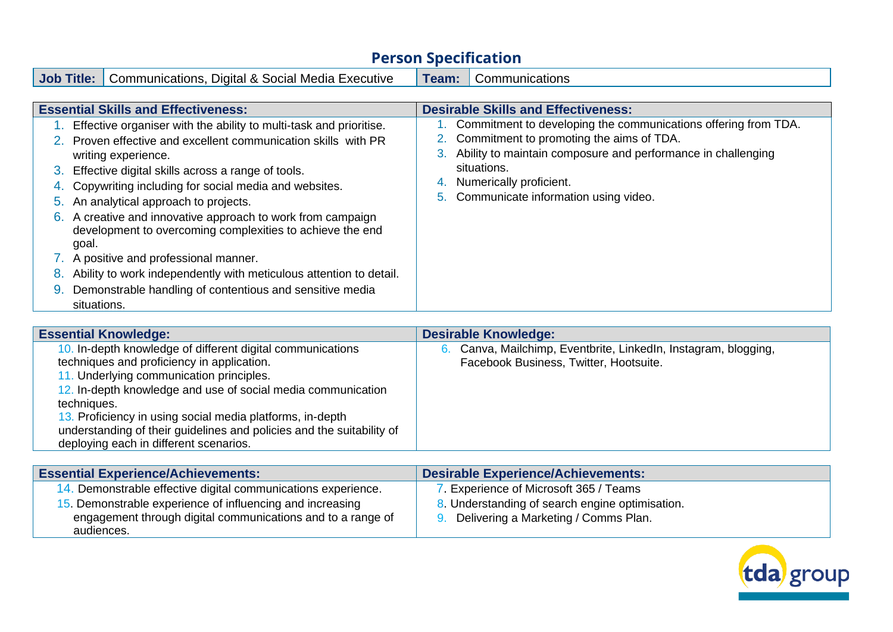# Person Specification

| Job Title: | Communications, Digital & Social Media Executive | Team: | Communications |
|---|---|---|---|

| Essential Skills and Effectiveness: | Desirable Skills and Effectiveness: |
|---|---|
| 1. Effective organiser with the ability to multi-task and prioritise.<br>2. Proven effective and excellent communication skills with PR writing experience.<br>3. Effective digital skills across a range of tools.<br>4. Copywriting including for social media and websites.<br>5. An analytical approach to projects.<br>6. A creative and innovative approach to work from campaign development to overcoming complexities to achieve the end goal.<br>7. A positive and professional manner.<br>8. Ability to work independently with meticulous attention to detail.<br>9. Demonstrable handling of contentious and sensitive media situations. | 1. Commitment to developing the communications offering from TDA.<br>2. Commitment to promoting the aims of TDA.<br>3. Ability to maintain composure and performance in challenging situations.<br>4. Numerically proficient.<br>5. Communicate information using video. |

| Essential Knowledge: | Desirable Knowledge: |
|---|---|
| 10. In-depth knowledge of different digital communications techniques and proficiency in application.<br>11. Underlying communication principles.<br>12. In-depth knowledge and use of social media communication techniques.<br>13. Proficiency in using social media platforms, in-depth understanding of their guidelines and policies and the suitability of deploying each in different scenarios. | 6. Canva, Mailchimp, Eventbrite, LinkedIn, Instagram, blogging, Facebook Business, Twitter, Hootsuite. |

| Essential Experience/Achievements: | Desirable Experience/Achievements: |
|---|---|
| 14. Demonstrable effective digital communications experience.<br>15. Demonstrable experience of influencing and increasing engagement through digital communications and to a range of audiences. | 7. Experience of Microsoft 365 / Teams<br>8. Understanding of search engine optimisation.<br>9. Delivering a Marketing / Comms Plan. |

tda group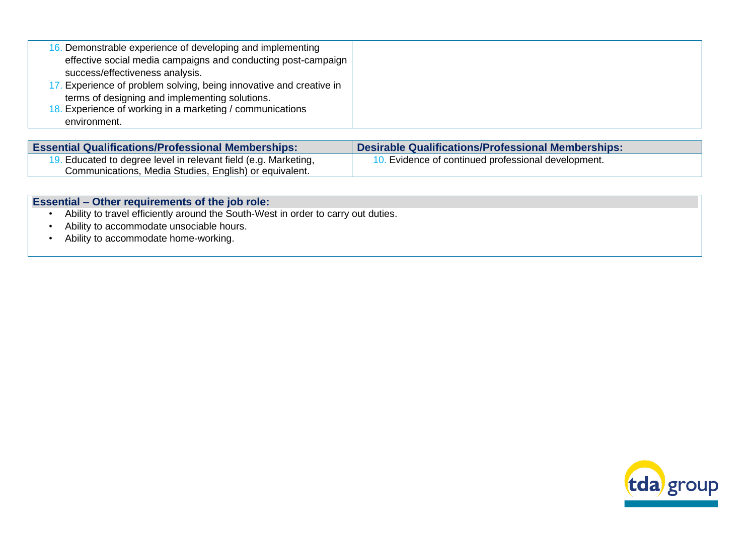| | |
|---|---|
| 16. Demonstrable experience of developing and implementing effective social media campaigns and conducting post-campaign success/effectiveness analysis.<br>17. Experience of problem solving, being innovative and creative in terms of designing and implementing solutions.<br>18. Experience of working in a marketing / communications environment. | |

| **Essential Qualifications/Professional Memberships:** | **Desirable Qualifications/Professional Memberships:** |
|---|---|
| 19. Educated to degree level in relevant field (e.g. Marketing, Communications, Media Studies, English) or equivalent. | 10. Evidence of continued professional development. |

**Essential – Other requirements of the job role:**

- Ability to travel efficiently around the South-West in order to carry out duties.
- Ability to accommodate unsociable hours.
- Ability to accommodate home-working.